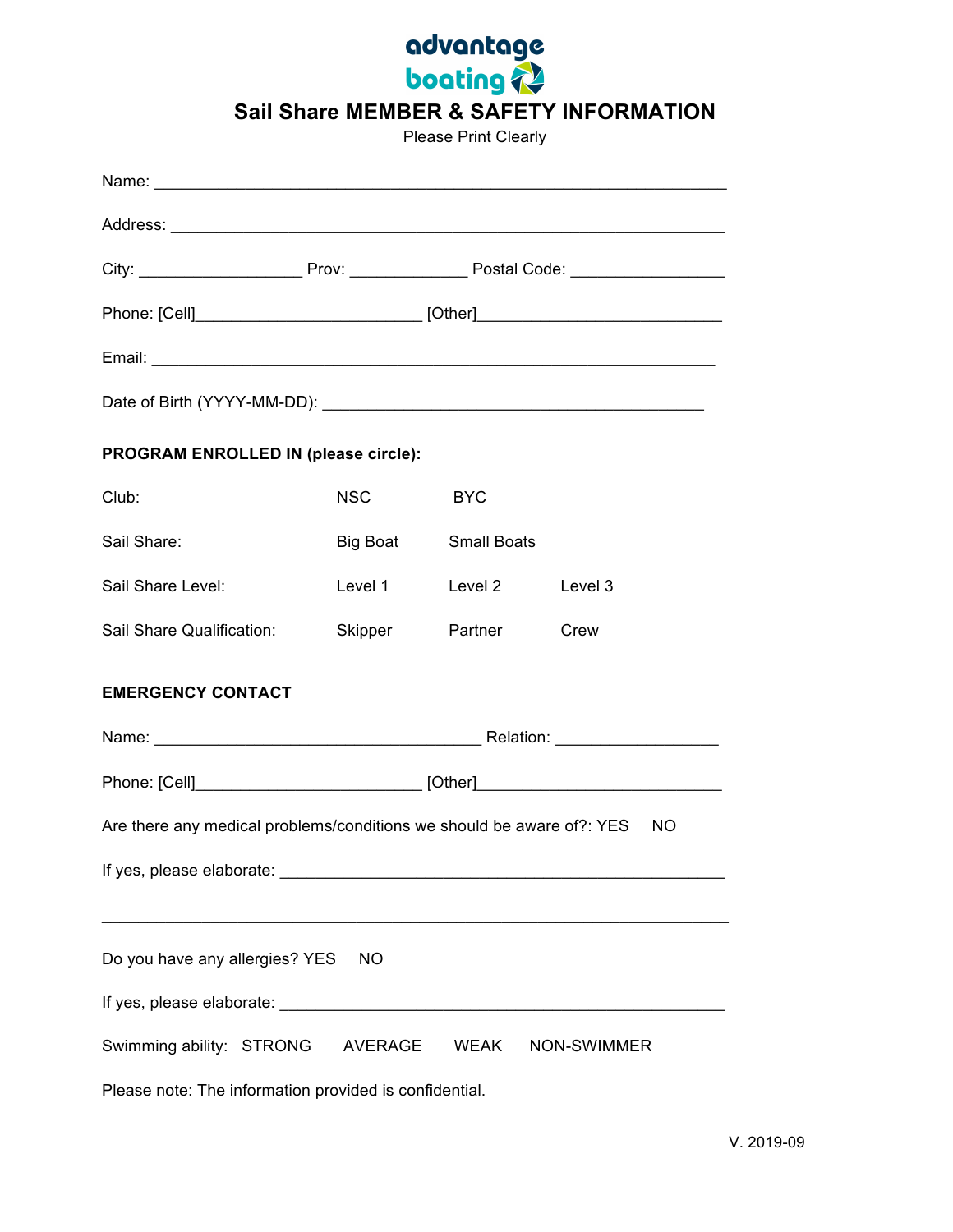advantage boating

# Sail Share MEMBER & SAFETY INFORMATION

Please Print Clearly

Name: ___________________________________________________________________

Address: _________________________________________________________________

City: __________________ Prov: _____________ Postal Code: _________________

Phone: [Cell]_________________________ [Other]___________________________

Email: __________________________________________________________________

Date of Birth (YYYY-MM-DD): __________________________________________

**PROGRAM ENROLLED IN (please circle):**

| | | | |
|---|---|---|---|
| Club: | NSC | BYC | |
| Sail Share: | Big Boat | Small Boats | |
| Sail Share Level: | Level 1 | Level 2 | Level 3 |
| Sail Share Qualification: | Skipper | Partner | Crew |

**EMERGENCY CONTACT**

Name: ____________________________________ Relation: __________________

Phone: [Cell]_________________________ [Other]___________________________

Are there any medical problems/conditions we should be aware of?: YES NO

If yes, please elaborate: __________________________________________________

_______________________________________________________________________

Do you have any allergies? YES NO

If yes, please elaborate: __________________________________________________

Swimming ability: STRONG AVERAGE WEAK NON-SWIMMER

Please note: The information provided is confidential.

V. 2019-09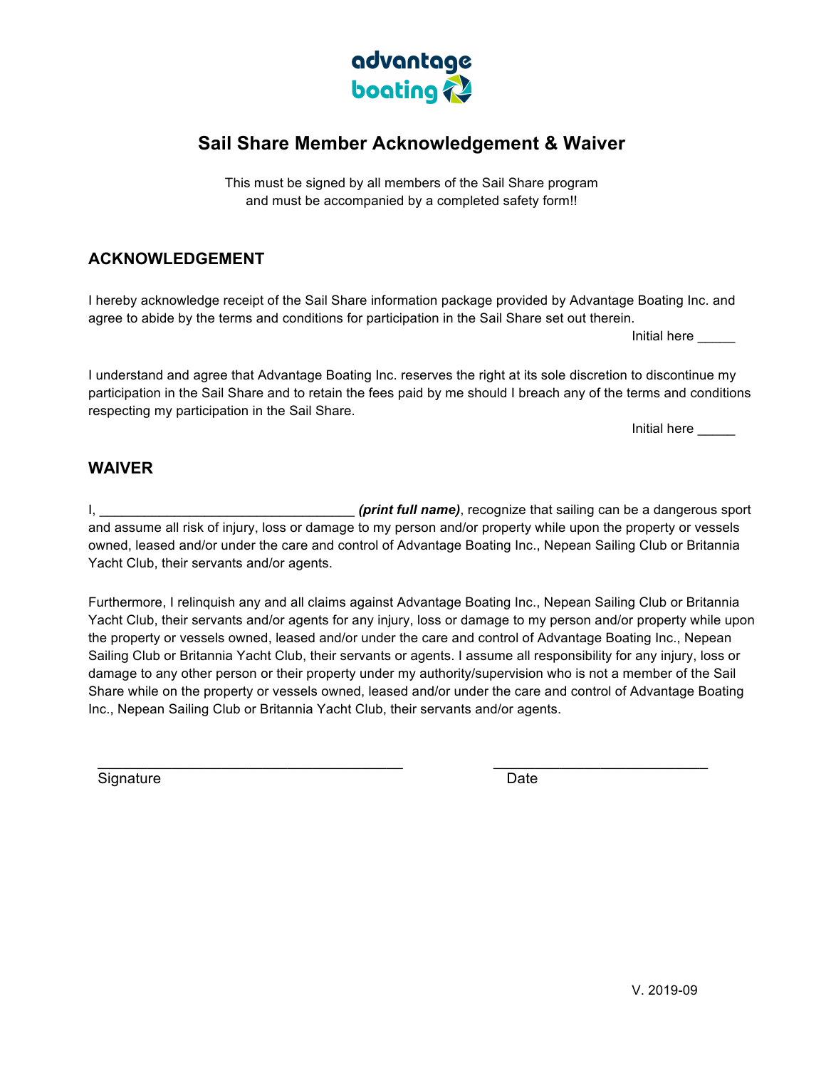advantage boating

# Sail Share Member Acknowledgement & Waiver

This must be signed by all members of the Sail Share program
and must be accompanied by a completed safety form!!

## ACKNOWLEDGEMENT

I hereby acknowledge receipt of the Sail Share information package provided by Advantage Boating Inc. and agree to abide by the terms and conditions for participation in the Sail Share set out therein.

Initial here _____

I understand and agree that Advantage Boating Inc. reserves the right at its sole discretion to discontinue my participation in the Sail Share and to retain the fees paid by me should I breach any of the terms and conditions respecting my participation in the Sail Share.

Initial here _____

## WAIVER

I, _________________________________ ***(print full name)***, recognize that sailing can be a dangerous sport and assume all risk of injury, loss or damage to my person and/or property while upon the property or vessels owned, leased and/or under the care and control of Advantage Boating Inc., Nepean Sailing Club or Britannia Yacht Club, their servants and/or agents.

Furthermore, I relinquish any and all claims against Advantage Boating Inc., Nepean Sailing Club or Britannia Yacht Club, their servants and/or agents for any injury, loss or damage to my person and/or property while upon the property or vessels owned, leased and/or under the care and control of Advantage Boating Inc., Nepean Sailing Club or Britannia Yacht Club, their servants or agents. I assume all responsibility for any injury, loss or damage to any other person or their property under my authority/supervision who is not a member of the Sail Share while on the property or vessels owned, leased and/or under the care and control of Advantage Boating Inc., Nepean Sailing Club or Britannia Yacht Club, their servants and/or agents.

_____________________________________ Signature

__________________________ Date

V. 2019-09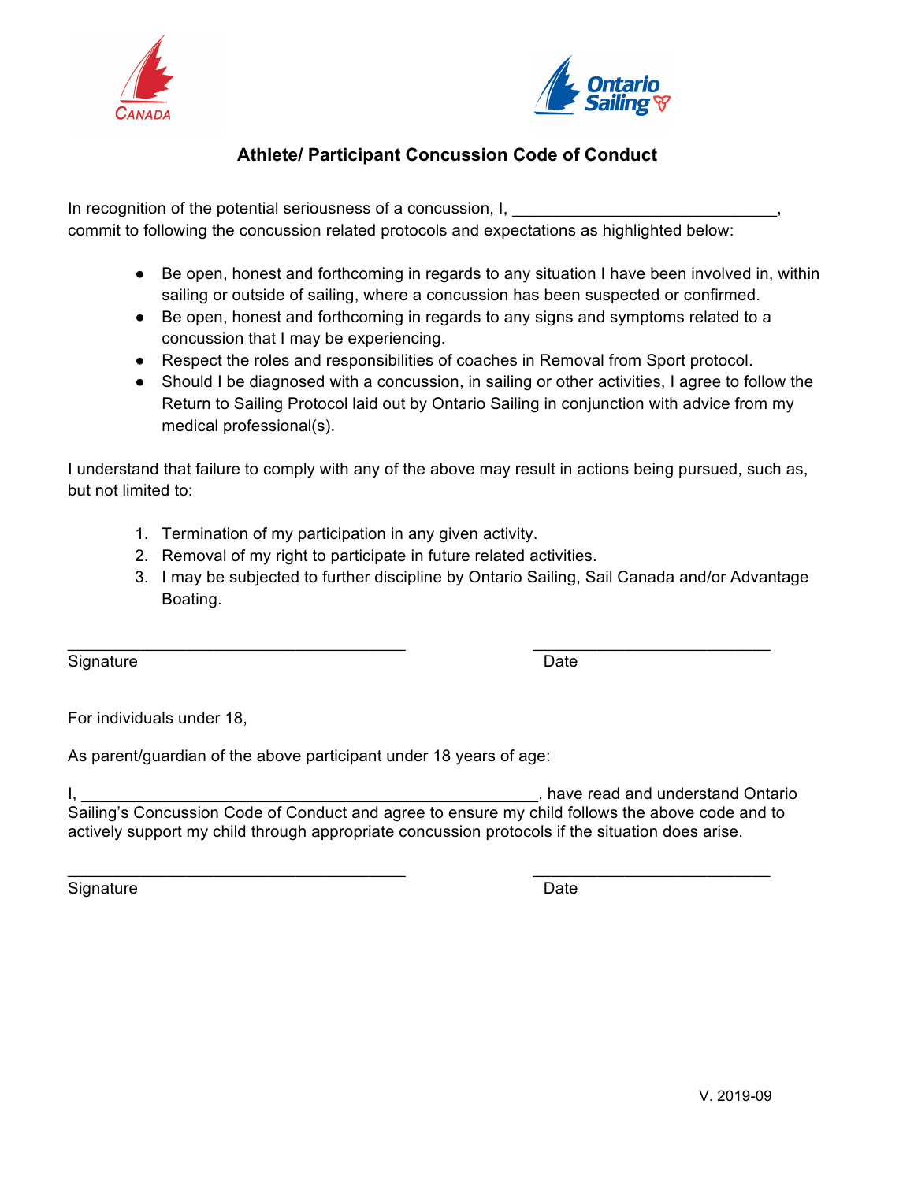## Athlete/ Participant Concussion Code of Conduct

In recognition of the potential seriousness of a concussion, I, ______________________________, commit to following the concussion related protocols and expectations as highlighted below:

- Be open, honest and forthcoming in regards to any situation I have been involved in, within sailing or outside of sailing, where a concussion has been suspected or confirmed.
- Be open, honest and forthcoming in regards to any signs and symptoms related to a concussion that I may be experiencing.
- Respect the roles and responsibilities of coaches in Removal from Sport protocol.
- Should I be diagnosed with a concussion, in sailing or other activities, I agree to follow the Return to Sailing Protocol laid out by Ontario Sailing in conjunction with advice from my medical professional(s).

I understand that failure to comply with any of the above may result in actions being pursued, such as, but not limited to:

1. Termination of my participation in any given activity.
2. Removal of my right to participate in future related activities.
3. I may be subjected to further discipline by Ontario Sailing, Sail Canada and/or Advantage Boating.

_____________________________________ &nbsp;&nbsp;&nbsp;&nbsp; __________________________

Signature &nbsp;&nbsp;&nbsp;&nbsp; Date

For individuals under 18,

As parent/guardian of the above participant under 18 years of age:

I, _____________________________________________________, have read and understand Ontario Sailing's Concussion Code of Conduct and agree to ensure my child follows the above code and to actively support my child through appropriate concussion protocols if the situation does arise.

_____________________________________ &nbsp;&nbsp;&nbsp;&nbsp; __________________________

Signature &nbsp;&nbsp;&nbsp;&nbsp; Date

V. 2019-09